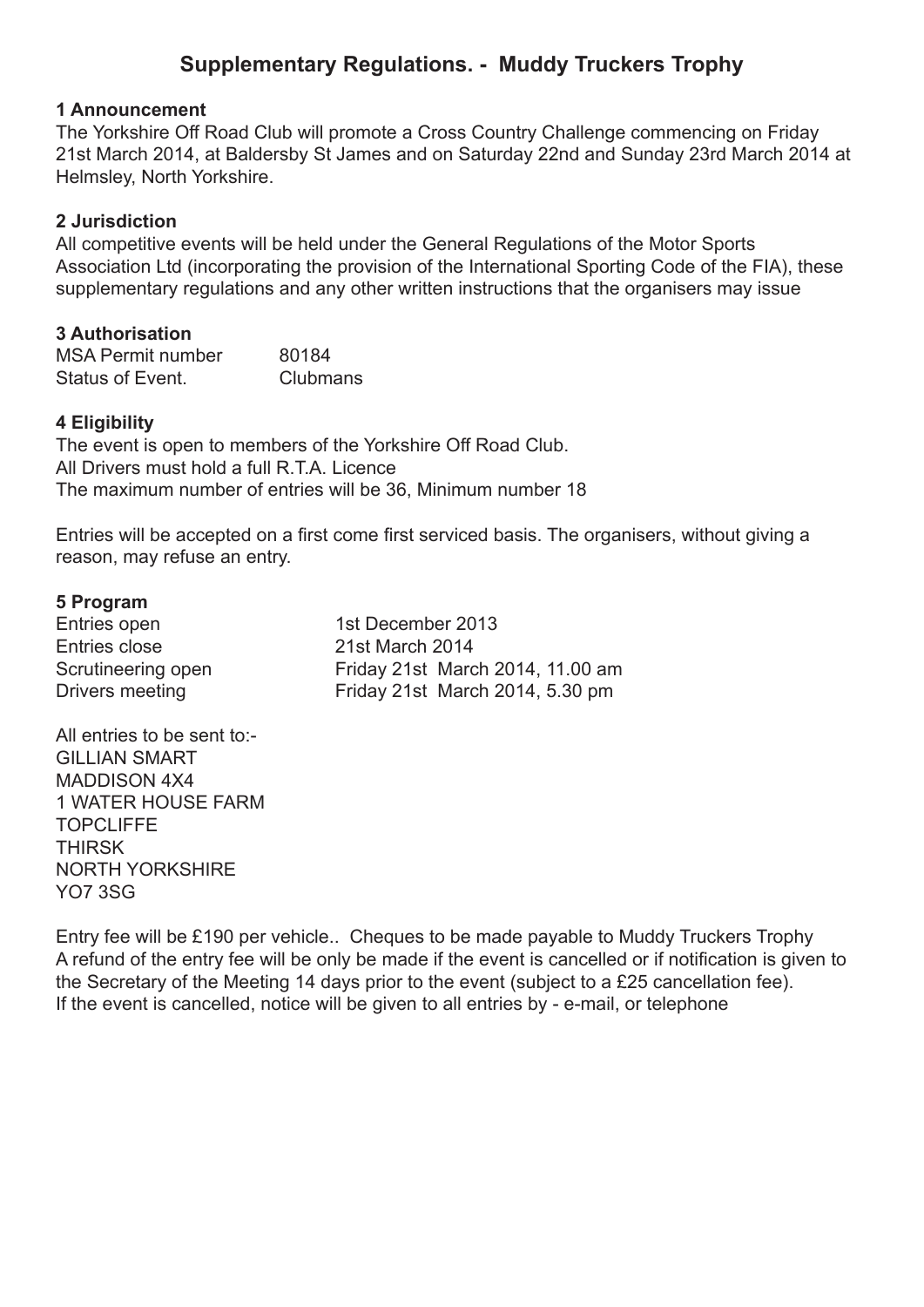# Supplementary Regulations. - Muddy Truckers Trophy

## 1 Announcement

The Yorkshire Off Road Club will promote a Cross Country Challenge commencing on Friday 21st March 2014, at Baldersby St James and on Saturday 22nd and Sunday 23rd March 2014 at Helmsley, North Yorkshire.

## 2 Jurisdiction

All competitive events will be held under the General Regulations of the Motor Sports Association Ltd (incorporating the provision of the International Sporting Code of the FIA), these supplementary regulations and any other written instructions that the organisers may issue

## 3 Authorisation

| | |
|---|---|
| MSA Permit number | 80184 |
| Status of Event. | Clubmans |

## 4 Eligibility

The event is open to members of the Yorkshire Off Road Club.
All Drivers must hold a full R.T.A. Licence
The maximum number of entries will be 36, Minimum number 18

Entries will be accepted on a first come first serviced basis. The organisers, without giving a reason, may refuse an entry.

## 5 Program

| | |
|---|---|
| Entries open | 1st December 2013 |
| Entries close | 21st March 2014 |
| Scrutineering open | Friday 21st March 2014, 11.00 am |
| Drivers meeting | Friday 21st March 2014, 5.30 pm |

All entries to be sent to:-
GILLIAN SMART
MADDISON 4X4
1 WATER HOUSE FARM
TOPCLIFFE
THIRSK
NORTH YORKSHIRE
YO7 3SG

Entry fee will be £190 per vehicle.. Cheques to be made payable to Muddy Truckers Trophy
A refund of the entry fee will be only be made if the event is cancelled or if notification is given to the Secretary of the Meeting 14 days prior to the event (subject to a £25 cancellation fee).
If the event is cancelled, notice will be given to all entries by - e-mail, or telephone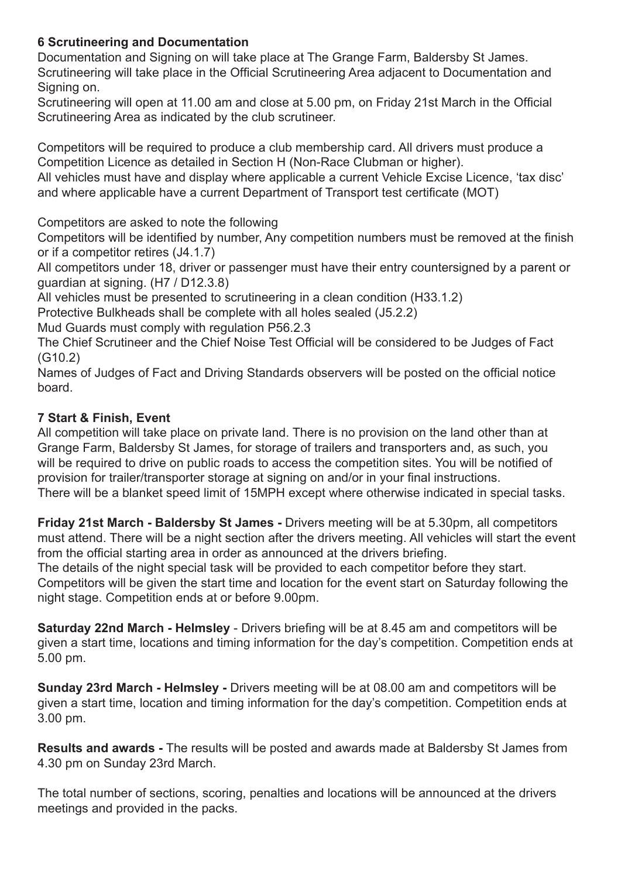## 6 Scrutineering and Documentation

Documentation and Signing on will take place at The Grange Farm, Baldersby St James. Scrutineering will take place in the Official Scrutineering Area adjacent to Documentation and Signing on.

Scrutineering will open at 11.00 am and close at 5.00 pm, on Friday 21st March in the Official Scrutineering Area as indicated by the club scrutineer.

Competitors will be required to produce a club membership card. All drivers must produce a Competition Licence as detailed in Section H (Non-Race Clubman or higher).

All vehicles must have and display where applicable a current Vehicle Excise Licence, 'tax disc' and where applicable have a current Department of Transport test certificate (MOT)

Competitors are asked to note the following

Competitors will be identified by number, Any competition numbers must be removed at the finish or if a competitor retires (J4.1.7)

All competitors under 18, driver or passenger must have their entry countersigned by a parent or guardian at signing. (H7 / D12.3.8)

All vehicles must be presented to scrutineering in a clean condition (H33.1.2)

Protective Bulkheads shall be complete with all holes sealed (J5.2.2)

Mud Guards must comply with regulation P56.2.3

The Chief Scrutineer and the Chief Noise Test Official will be considered to be Judges of Fact (G10.2)

Names of Judges of Fact and Driving Standards observers will be posted on the official notice board.

## 7 Start & Finish, Event

All competition will take place on private land. There is no provision on the land other than at Grange Farm, Baldersby St James, for storage of trailers and transporters and, as such, you will be required to drive on public roads to access the competition sites. You will be notified of provision for trailer/transporter storage at signing on and/or in your final instructions.

There will be a blanket speed limit of 15MPH except where otherwise indicated in special tasks.

**Friday 21st March - Baldersby St James -** Drivers meeting will be at 5.30pm, all competitors must attend. There will be a night section after the drivers meeting. All vehicles will start the event from the official starting area in order as announced at the drivers briefing.

The details of the night special task will be provided to each competitor before they start. Competitors will be given the start time and location for the event start on Saturday following the night stage. Competition ends at or before 9.00pm.

**Saturday 22nd March - Helmsley** - Drivers briefing will be at 8.45 am and competitors will be given a start time, locations and timing information for the day's competition. Competition ends at 5.00 pm.

**Sunday 23rd March - Helmsley -** Drivers meeting will be at 08.00 am and competitors will be given a start time, location and timing information for the day's competition. Competition ends at 3.00 pm.

**Results and awards -** The results will be posted and awards made at Baldersby St James from 4.30 pm on Sunday 23rd March.

The total number of sections, scoring, penalties and locations will be announced at the drivers meetings and provided in the packs.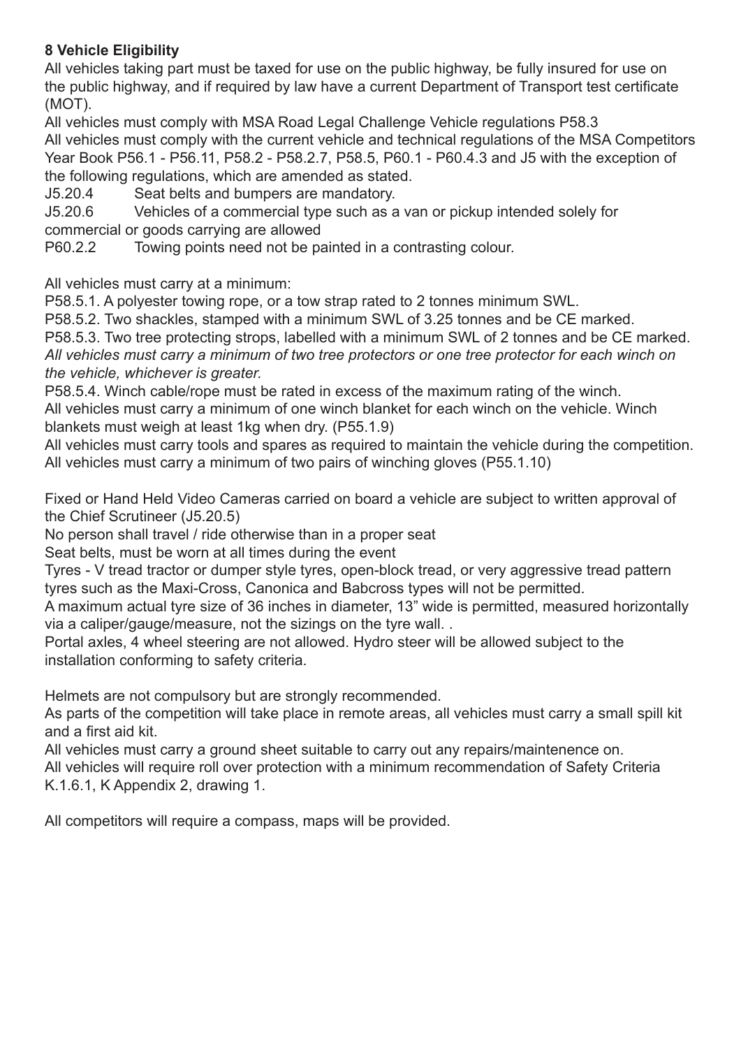**8 Vehicle Eligibility**

All vehicles taking part must be taxed for use on the public highway, be fully insured for use on the public highway, and if required by law have a current Department of Transport test certificate (MOT).

All vehicles must comply with MSA Road Legal Challenge Vehicle regulations P58.3

All vehicles must comply with the current vehicle and technical regulations of the MSA Competitors Year Book P56.1 - P56.11, P58.2 - P58.2.7, P58.5, P60.1 - P60.4.3 and J5 with the exception of the following regulations, which are amended as stated.

J5.20.4 Seat belts and bumpers are mandatory.

J5.20.6 Vehicles of a commercial type such as a van or pickup intended solely for commercial or goods carrying are allowed

P60.2.2 Towing points need not be painted in a contrasting colour.

All vehicles must carry at a minimum:

P58.5.1. A polyester towing rope, or a tow strap rated to 2 tonnes minimum SWL.

P58.5.2. Two shackles, stamped with a minimum SWL of 3.25 tonnes and be CE marked.

P58.5.3. Two tree protecting strops, labelled with a minimum SWL of 2 tonnes and be CE marked.

*All vehicles must carry a minimum of two tree protectors or one tree protector for each winch on the vehicle, whichever is greater.*

P58.5.4. Winch cable/rope must be rated in excess of the maximum rating of the winch.

All vehicles must carry a minimum of one winch blanket for each winch on the vehicle. Winch blankets must weigh at least 1kg when dry. (P55.1.9)

All vehicles must carry tools and spares as required to maintain the vehicle during the competition.

All vehicles must carry a minimum of two pairs of winching gloves (P55.1.10)

Fixed or Hand Held Video Cameras carried on board a vehicle are subject to written approval of the Chief Scrutineer (J5.20.5)

No person shall travel / ride otherwise than in a proper seat

Seat belts, must be worn at all times during the event

Tyres - V tread tractor or dumper style tyres, open-block tread, or very aggressive tread pattern tyres such as the Maxi-Cross, Canonica and Babcross types will not be permitted.

A maximum actual tyre size of 36 inches in diameter, 13" wide is permitted, measured horizontally via a caliper/gauge/measure, not the sizings on the tyre wall. .

Portal axles, 4 wheel steering are not allowed. Hydro steer will be allowed subject to the installation conforming to safety criteria.

Helmets are not compulsory but are strongly recommended.

As parts of the competition will take place in remote areas, all vehicles must carry a small spill kit and a first aid kit.

All vehicles must carry a ground sheet suitable to carry out any repairs/maintenence on.

All vehicles will require roll over protection with a minimum recommendation of Safety Criteria K.1.6.1, K Appendix 2, drawing 1.

All competitors will require a compass, maps will be provided.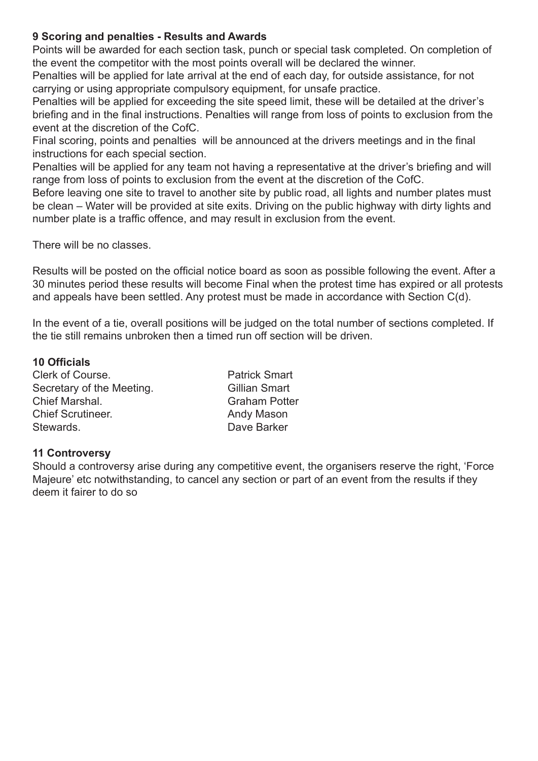### 9 Scoring and penalties - Results and Awards

Points will be awarded for each section task, punch or special task completed. On completion of the event the competitor with the most points overall will be declared the winner.

Penalties will be applied for late arrival at the end of each day, for outside assistance, for not carrying or using appropriate compulsory equipment, for unsafe practice.

Penalties will be applied for exceeding the site speed limit, these will be detailed at the driver's briefing and in the final instructions. Penalties will range from loss of points to exclusion from the event at the discretion of the CofC.

Final scoring, points and penalties will be announced at the drivers meetings and in the final instructions for each special section.

Penalties will be applied for any team not having a representative at the driver's briefing and will range from loss of points to exclusion from the event at the discretion of the CofC.

Before leaving one site to travel to another site by public road, all lights and number plates must be clean – Water will be provided at site exits. Driving on the public highway with dirty lights and number plate is a traffic offence, and may result in exclusion from the event.

There will be no classes.

Results will be posted on the official notice board as soon as possible following the event. After a 30 minutes period these results will become Final when the protest time has expired or all protests and appeals have been settled. Any protest must be made in accordance with Section C(d).

In the event of a tie, overall positions will be judged on the total number of sections completed. If the tie still remains unbroken then a timed run off section will be driven.

### 10 Officials

| | |
|---|---|
| Clerk of Course. | Patrick Smart |
| Secretary of the Meeting. | Gillian Smart |
| Chief Marshal. | Graham Potter |
| Chief Scrutineer. | Andy Mason |
| Stewards. | Dave Barker |

### 11 Controversy

Should a controversy arise during any competitive event, the organisers reserve the right, 'Force Majeure' etc notwithstanding, to cancel any section or part of an event from the results if they deem it fairer to do so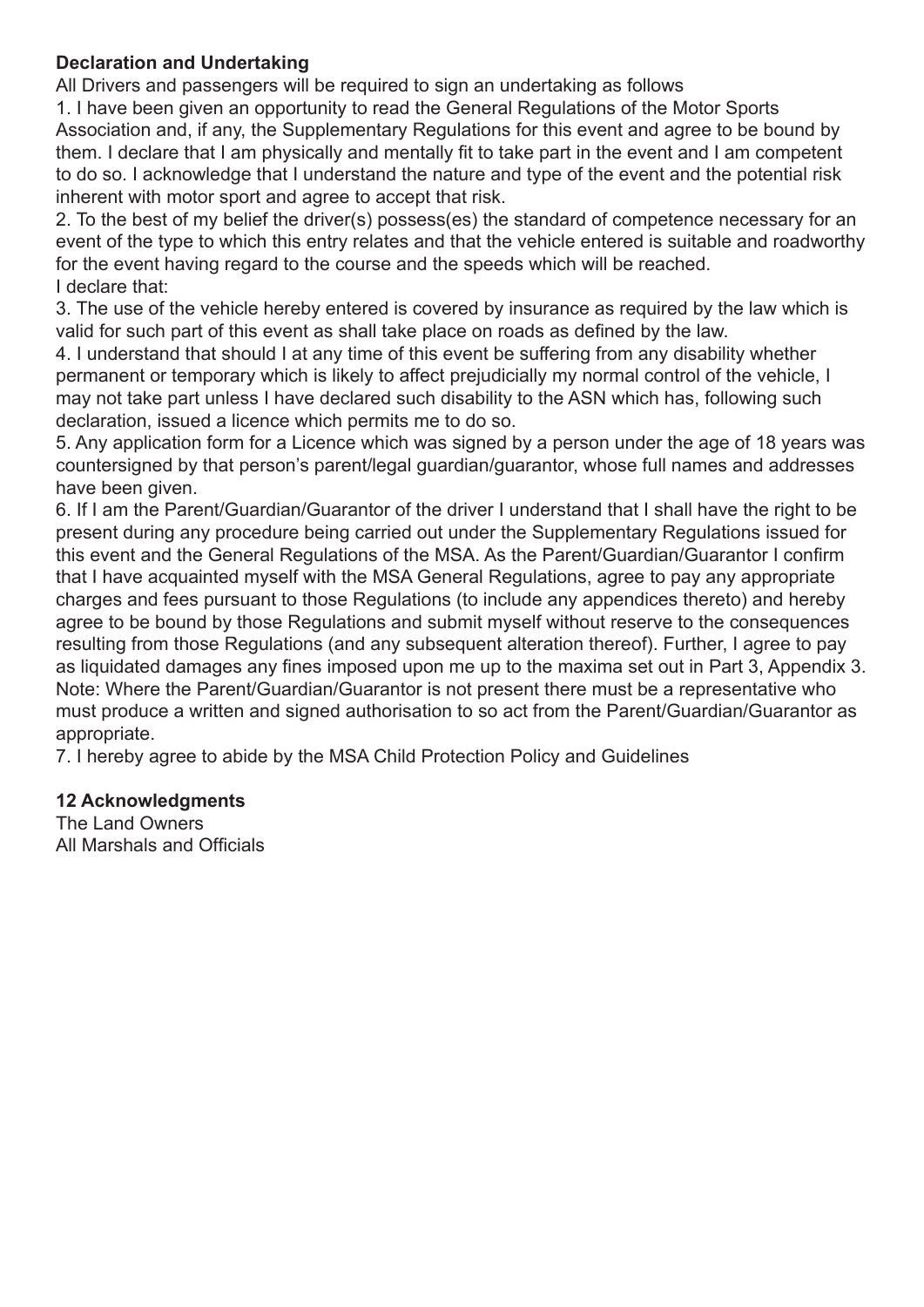**Declaration and Undertaking**

All Drivers and passengers will be required to sign an undertaking as follows

1. I have been given an opportunity to read the General Regulations of the Motor Sports Association and, if any, the Supplementary Regulations for this event and agree to be bound by them. I declare that I am physically and mentally fit to take part in the event and I am competent to do so. I acknowledge that I understand the nature and type of the event and the potential risk inherent with motor sport and agree to accept that risk.
2. To the best of my belief the driver(s) possess(es) the standard of competence necessary for an event of the type to which this entry relates and that the vehicle entered is suitable and roadworthy for the event having regard to the course and the speeds which will be reached.

I declare that:

3. The use of the vehicle hereby entered is covered by insurance as required by the law which is valid for such part of this event as shall take place on roads as defined by the law.
4. I understand that should I at any time of this event be suffering from any disability whether permanent or temporary which is likely to affect prejudicially my normal control of the vehicle, I may not take part unless I have declared such disability to the ASN which has, following such declaration, issued a licence which permits me to do so.
5. Any application form for a Licence which was signed by a person under the age of 18 years was countersigned by that person's parent/legal guardian/guarantor, whose full names and addresses have been given.
6. If I am the Parent/Guardian/Guarantor of the driver I understand that I shall have the right to be present during any procedure being carried out under the Supplementary Regulations issued for this event and the General Regulations of the MSA. As the Parent/Guardian/Guarantor I confirm that I have acquainted myself with the MSA General Regulations, agree to pay any appropriate charges and fees pursuant to those Regulations (to include any appendices thereto) and hereby agree to be bound by those Regulations and submit myself without reserve to the consequences resulting from those Regulations (and any subsequent alteration thereof). Further, I agree to pay as liquidated damages any fines imposed upon me up to the maxima set out in Part 3, Appendix 3. Note: Where the Parent/Guardian/Guarantor is not present there must be a representative who must produce a written and signed authorisation to so act from the Parent/Guardian/Guarantor as appropriate.
7. I hereby agree to abide by the MSA Child Protection Policy and Guidelines

**12 Acknowledgments**

The Land Owners
All Marshals and Officials